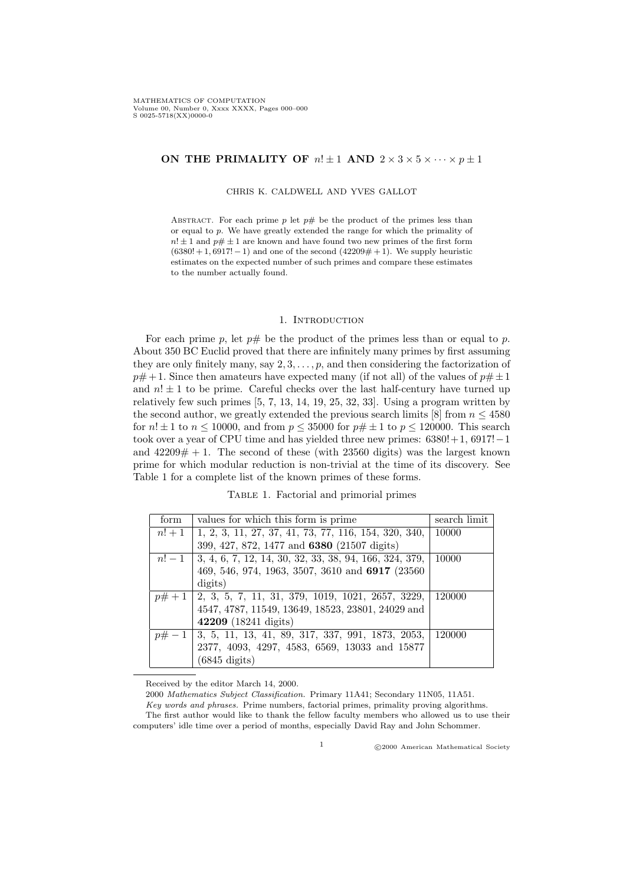# ON THE PRIMALITY OF $n! \pm 1$ AND $2 \times 3 \times 5 \times \cdots \times p \pm 1$

CHRIS K. CALDWELL AND YVES GALLOT

ABSTRACT. For each prime $p$ let $p\#$ be the product of the primes less than or equal to $p$. We have greatly extended the range for which the primality of $n! \pm 1$ and $p\# \pm 1$ are known and have found two new primes of the first form ($6380!+1, 6917!-1$) and one of the second ($42209\#+1$). We supply heuristic estimates on the expected number of such primes and compare these estimates to the number actually found.

## 1. Introduction

For each prime $p$, let $p\#$ be the product of the primes less than or equal to $p$. About 350 BC Euclid proved that there are infinitely many primes by first assuming they are only finitely many, say $2, 3, \ldots, p$, and then considering the factorization of $p\#+1$. Since then amateurs have expected many (if not all) of the values of $p\# \pm 1$ and $n! \pm 1$ to be prime. Careful checks over the last half-century have turned up relatively few such primes [5, 7, 13, 14, 19, 25, 32, 33]. Using a program written by the second author, we greatly extended the previous search limits [8] from $n \leq 4580$ for $n! \pm 1$ to $n \leq 10000$, and from $p \leq 35000$ for $p\# \pm 1$ to $p \leq 120000$. This search took over a year of CPU time and has yielded three new primes: $6380!+1$, $6917!-1$ and $42209\#+1$. The second of these (with 23560 digits) was the largest known prime for which modular reduction is non-trivial at the time of its discovery. See Table 1 for a complete list of the known primes of these forms.

Table 1. Factorial and primorial primes

| form | values for which this form is prime | search limit |
|---|---|---|
| $n!+1$ | 1, 2, 3, 11, 27, 37, 41, 73, 77, 116, 154, 320, 340, 399, 427, 872, 1477 and **6380** (21507 digits) | 10000 |
| $n!-1$ | 3, 4, 6, 7, 12, 14, 30, 32, 33, 38, 94, 166, 324, 379, 469, 546, 974, 1963, 3507, 3610 and **6917** (23560 digits) | 10000 |
| $p\#+1$ | 2, 3, 5, 7, 11, 31, 379, 1019, 1021, 2657, 3229, 4547, 4787, 11549, 13649, 18523, 23801, 24029 and **42209** (18241 digits) | 120000 |
| $p\#-1$ | 3, 5, 11, 13, 41, 89, 317, 337, 991, 1873, 2053, 2377, 4093, 4297, 4583, 6569, 13033 and 15877 (6845 digits) | 120000 |

Received by the editor March 14, 2000.

2000 *Mathematics Subject Classification.* Primary 11A41; Secondary 11N05, 11A51.

*Key words and phrases.* Prime numbers, factorial primes, primality proving algorithms.

The first author would like to thank the fellow faculty members who allowed us to use their computers' idle time over a period of months, especially David Ray and John Schommer.

©2000 American Mathematical Society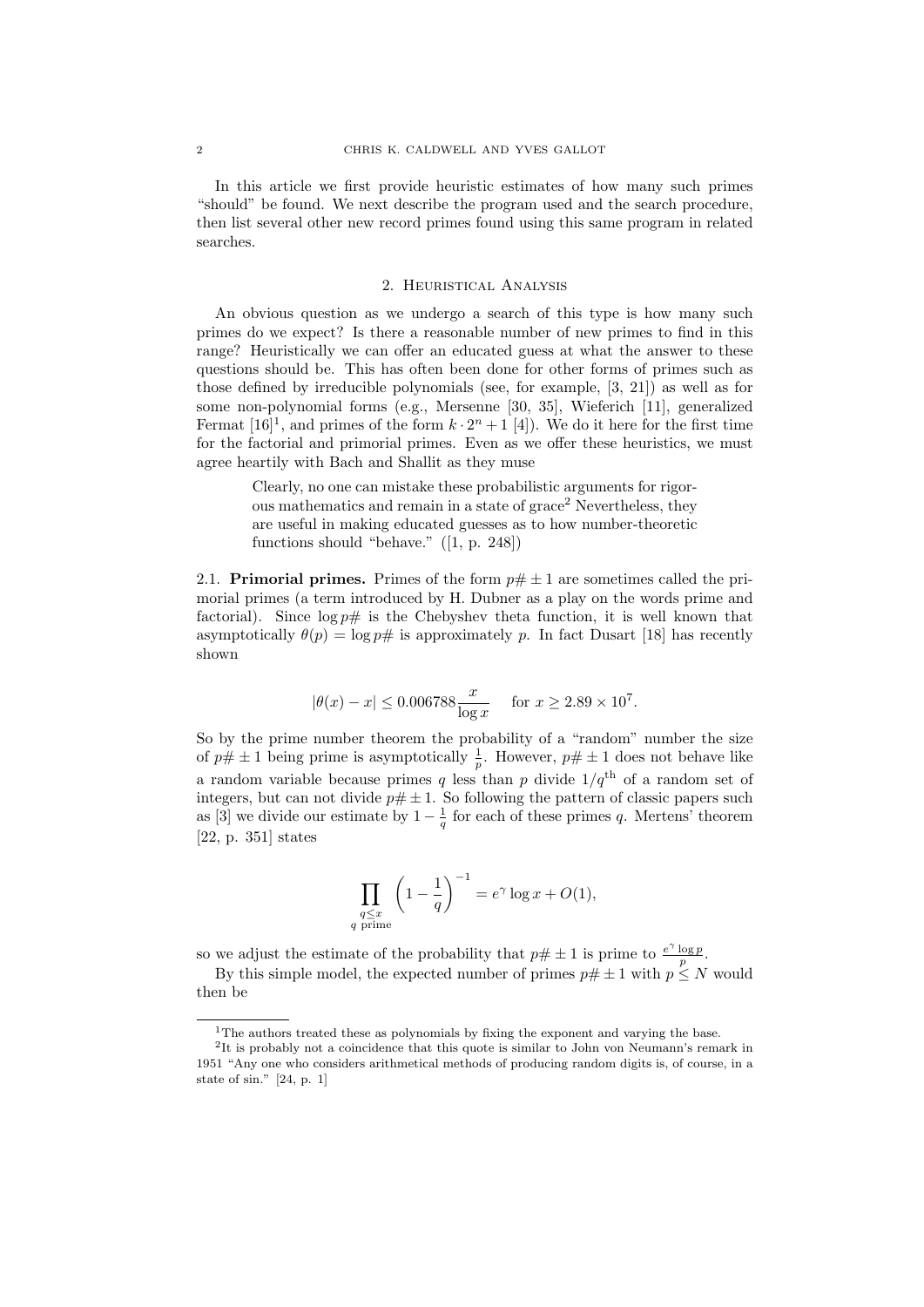In this article we first provide heuristic estimates of how many such primes "should" be found. We next describe the program used and the search procedure, then list several other new record primes found using this same program in related searches.

## 2. Heuristical Analysis

An obvious question as we undergo a search of this type is how many such primes do we expect? Is there a reasonable number of new primes to find in this range? Heuristically we can offer an educated guess at what the answer to these questions should be. This has often been done for other forms of primes such as those defined by irreducible polynomials (see, for example, [3, 21]) as well as for some non-polynomial forms (e.g., Mersenne [30, 35], Wieferich [11], generalized Fermat [16][1], and primes of the form $k \cdot 2^n + 1$ [4]). We do it here for the first time for the factorial and primorial primes. Even as we offer these heuristics, we must agree heartily with Bach and Shallit as they muse

> Clearly, no one can mistake these probabilistic arguments for rigorous mathematics and remain in a state of grace[2] Nevertheless, they are useful in making educated guesses as to how number-theoretic functions should "behave." ([1, p. 248])

**2.1. Primorial primes.** Primes of the form $p\# \pm 1$ are sometimes called the primorial primes (a term introduced by H. Dubner as a play on the words prime and factorial). Since $\log p\#$ is the Chebyshev theta function, it is well known that asymptotically $\theta(p) = \log p\#$ is approximately $p$. In fact Dusart [18] has recently shown

$$|\theta(x) - x| \leq 0.006788 \frac{x}{\log x} \quad \text{for } x \geq 2.89 \times 10^7.$$

So by the prime number theorem the probability of a "random" number the size of $p\# \pm 1$ being prime is asymptotically $\frac{1}{p}$. However, $p\# \pm 1$ does not behave like a random variable because primes $q$ less than $p$ divide $1/q^{\text{th}}$ of a random set of integers, but can not divide $p\# \pm 1$. So following the pattern of classic papers such as [3] we divide our estimate by $1 - \frac{1}{q}$ for each of these primes $q$. Mertens' theorem [22, p. 351] states

$$\prod_{\substack{q \leq x \\ q \text{ prime}}} \left(1 - \frac{1}{q}\right)^{-1} = e^{\gamma} \log x + O(1),$$

so we adjust the estimate of the probability that $p\# \pm 1$ is prime to $\frac{e^{\gamma} \log p}{p}$.

By this simple model, the expected number of primes $p\# \pm 1$ with $p \leq N$ would then be

---

[1] The authors treated these as polynomials by fixing the exponent and varying the base.

[2] It is probably not a coincidence that this quote is similar to John von Neumann's remark in 1951 "Any one who considers arithmetical methods of producing random digits is, of course, in a state of sin." [24, p. 1]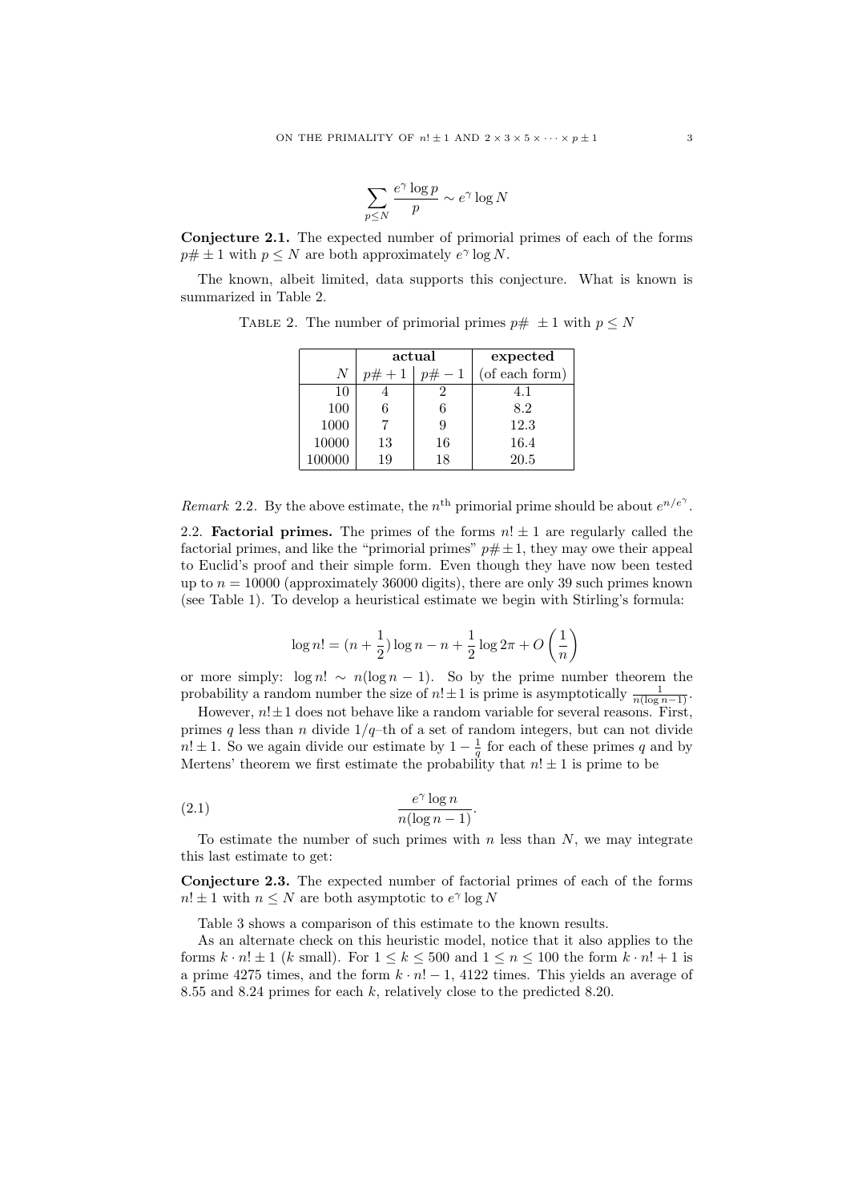$$\sum_{p \le N} \frac{e^\gamma \log p}{p} \sim e^\gamma \log N$$

**Conjecture 2.1.** The expected number of primorial primes of each of the forms $p\# \pm 1$ with $p \le N$ are both approximately $e^\gamma \log N$.

The known, albeit limited, data supports this conjecture. What is known is summarized in Table 2.

TABLE 2. The number of primorial primes $p\# \pm 1$ with $p \le N$

| | **actual** | | **expected** |
|---:|:---:|:---:|:---:|
| $N$ | $p\#+1$ | $p\#-1$ | (of each form) |
| 10 | 4 | 2 | 4.1 |
| 100 | 6 | 6 | 8.2 |
| 1000 | 7 | 9 | 12.3 |
| 10000 | 13 | 16 | 16.4 |
| 100000 | 19 | 18 | 20.5 |

*Remark* 2.2. By the above estimate, the $n^{\text{th}}$ primorial prime should be about $e^{n/e^\gamma}$.

2.2. **Factorial primes.** The primes of the forms $n! \pm 1$ are regularly called the factorial primes, and like the "primorial primes" $p\# \pm 1$, they may owe their appeal to Euclid's proof and their simple form. Even though they have now been tested up to $n = 10000$ (approximately 36000 digits), there are only 39 such primes known (see Table 1). To develop a heuristical estimate we begin with Stirling's formula:

$$\log n! = (n + \frac{1}{2}) \log n - n + \frac{1}{2} \log 2\pi + O\left(\frac{1}{n}\right)$$

or more simply: $\log n! \sim n(\log n - 1)$. So by the prime number theorem the probability a random number the size of $n! \pm 1$ is prime is asymptotically $\frac{1}{n(\log n - 1)}$.

However, $n! \pm 1$ does not behave like a random variable for several reasons. First, primes $q$ less than $n$ divide $1/q$–th of a set of random integers, but can not divide $n! \pm 1$. So we again divide our estimate by $1 - \frac{1}{q}$ for each of these primes $q$ and by Mertens' theorem we first estimate the probability that $n! \pm 1$ is prime to be

$$\frac{e^\gamma \log n}{n(\log n - 1)}. \tag{2.1}$$

To estimate the number of such primes with $n$ less than $N$, we may integrate this last estimate to get:

**Conjecture 2.3.** The expected number of factorial primes of each of the forms $n! \pm 1$ with $n \le N$ are both asymptotic to $e^\gamma \log N$

Table 3 shows a comparison of this estimate to the known results.

As an alternate check on this heuristic model, notice that it also applies to the forms $k \cdot n! \pm 1$ ($k$ small). For $1 \le k \le 500$ and $1 \le n \le 100$ the form $k \cdot n! + 1$ is a prime 4275 times, and the form $k \cdot n! - 1$, 4122 times. This yields an average of 8.55 and 8.24 primes for each $k$, relatively close to the predicted 8.20.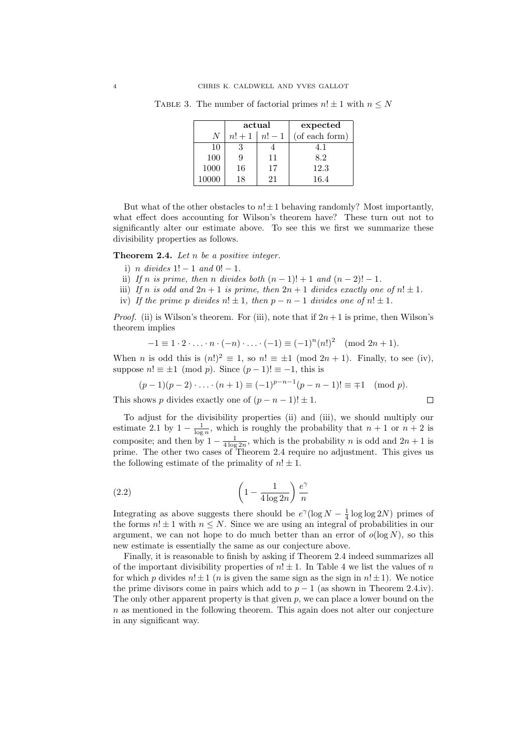Table 3. The number of factorial primes $n! \pm 1$ with $n \leq N$

| | **actual** | | **expected** |
|---|---|---|---|
| $N$ | $n!+1$ | $n!-1$ | (of each form) |
| 10 | 3 | 4 | 4.1 |
| 100 | 9 | 11 | 8.2 |
| 1000 | 16 | 17 | 12.3 |
| 10000 | 18 | 21 | 16.4 |

But what of the other obstacles to $n! \pm 1$ behaving randomly? Most importantly, what effect does accounting for Wilson's theorem have? These turn out not to significantly alter our estimate above. To see this we first we summarize these divisibility properties as follows.

**Theorem 2.4.** *Let $n$ be a positive integer.*

i) *$n$ divides $1! - 1$ and $0! - 1$.*
ii) *If $n$ is prime, then $n$ divides both $(n-1)! + 1$ and $(n-2)! - 1$.*
iii) *If $n$ is odd and $2n+1$ is prime, then $2n+1$ divides exactly one of $n! \pm 1$.*
iv) *If the prime $p$ divides $n! \pm 1$, then $p - n - 1$ divides one of $n! \pm 1$.*

*Proof.* (ii) is Wilson's theorem. For (iii), note that if $2n+1$ is prime, then Wilson's theorem implies

$$-1 \equiv 1 \cdot 2 \cdot \ldots \cdot n \cdot (-n) \cdot \ldots \cdot (-1) \equiv (-1)^n (n!)^2 \pmod{2n+1}.$$

When $n$ is odd this is $(n!)^2 \equiv 1$, so $n! \equiv \pm 1 \pmod{2n+1}$. Finally, to see (iv), suppose $n! \equiv \pm 1 \pmod{p}$. Since $(p-1)! \equiv -1$, this is

$$(p-1)(p-2) \cdot \ldots \cdot (n+1) \equiv (-1)^{p-n-1}(p-n-1)! \equiv \mp 1 \pmod{p}.$$

This shows $p$ divides exactly one of $(p-n-1)! \pm 1$. ∎

To adjust for the divisibility properties (ii) and (iii), we should multiply our estimate 2.1 by $1 - \frac{1}{\log n}$, which is roughly the probability that $n+1$ or $n+2$ is composite; and then by $1 - \frac{1}{4 \log 2n}$, which is the probability $n$ is odd and $2n+1$ is prime. The other two cases of Theorem 2.4 require no adjustment. This gives us the following estimate of the primality of $n! \pm 1$.

$$\left(1 - \frac{1}{4 \log 2n}\right) \frac{e^\gamma}{n} \tag{2.2}$$

Integrating as above suggests there should be $e^\gamma(\log N - \frac{1}{4} \log \log 2N)$ primes of the forms $n! \pm 1$ with $n \leq N$. Since we are using an integral of probabilities in our argument, we can not hope to do much better than an error of $o(\log N)$, so this new estimate is essentially the same as our conjecture above.

Finally, it is reasonable to finish by asking if Theorem 2.4 indeed summarizes all of the important divisibility properties of $n! \pm 1$. In Table 4 we list the values of $n$ for which $p$ divides $n! \pm 1$ ($n$ is given the same sign as the sign in $n! \pm 1$). We notice the prime divisors come in pairs which add to $p - 1$ (as shown in Theorem 2.4.iv). The only other apparent property is that given $p$, we can place a lower bound on the $n$ as mentioned in the following theorem. This again does not alter our conjecture in any significant way.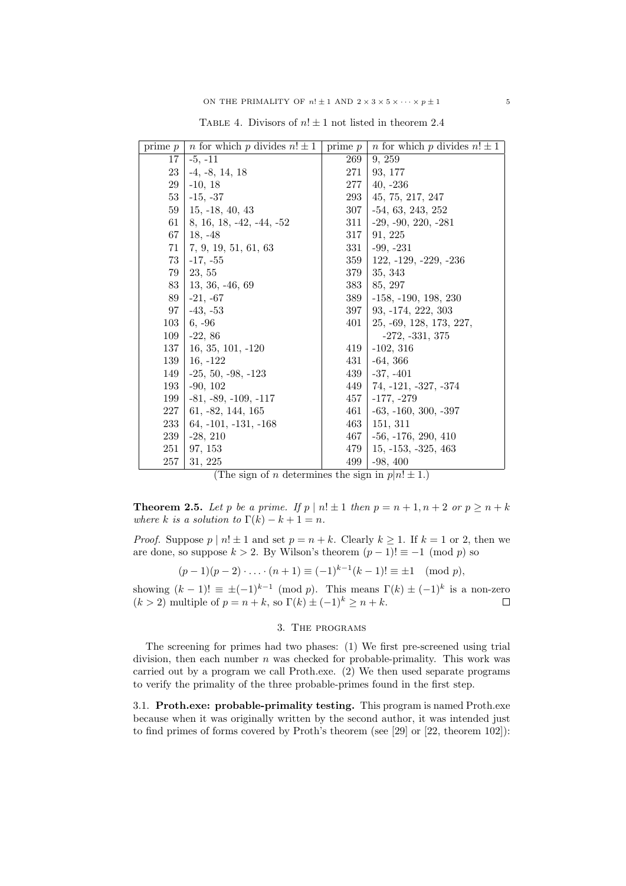Table 4. Divisors of $n! \pm 1$ not listed in theorem 2.4

| prime $p$ | $n$ for which $p$ divides $n! \pm 1$ | prime $p$ | $n$ for which $p$ divides $n! \pm 1$ |
|---|---|---|---|
| 17 | -5, -11 | 269 | 9, 259 |
| 23 | -4, -8, 14, 18 | 271 | 93, 177 |
| 29 | -10, 18 | 277 | 40, -236 |
| 53 | -15, -37 | 293 | 45, 75, 217, 247 |
| 59 | 15, -18, 40, 43 | 307 | -54, 63, 243, 252 |
| 61 | 8, 16, 18, -42, -44, -52 | 311 | -29, -90, 220, -281 |
| 67 | 18, -48 | 317 | 91, 225 |
| 71 | 7, 9, 19, 51, 61, 63 | 331 | -99, -231 |
| 73 | -17, -55 | 359 | 122, -129, -229, -236 |
| 79 | 23, 55 | 379 | 35, 343 |
| 83 | 13, 36, -46, 69 | 383 | 85, 297 |
| 89 | -21, -67 | 389 | -158, -190, 198, 230 |
| 97 | -43, -53 | 397 | 93, -174, 222, 303 |
| 103 | 6, -96 | 401 | 25, -69, 128, 173, 227, |
| 109 | -22, 86 | | -272, -331, 375 |
| 137 | 16, 35, 101, -120 | 419 | -102, 316 |
| 139 | 16, -122 | 431 | -64, 366 |
| 149 | -25, 50, -98, -123 | 439 | -37, -401 |
| 193 | -90, 102 | 449 | 74, -121, -327, -374 |
| 199 | -81, -89, -109, -117 | 457 | -177, -279 |
| 227 | 61, -82, 144, 165 | 461 | -63, -160, 300, -397 |
| 233 | 64, -101, -131, -168 | 463 | 151, 311 |
| 239 | -28, 210 | 467 | -56, -176, 290, 410 |
| 251 | 97, 153 | 479 | 15, -153, -325, 463 |
| 257 | 31, 225 | 499 | -98, 400 |

(The sign of $n$ determines the sign in $p | n! \pm 1$.)

**Theorem 2.5.** *Let $p$ be a prime. If $p \mid n! \pm 1$ then $p = n+1, n+2$ or $p \geq n+k$ where $k$ is a solution to $\Gamma(k) - k + 1 = n$.*

*Proof.* Suppose $p \mid n! \pm 1$ and set $p = n + k$. Clearly $k \geq 1$. If $k = 1$ or 2, then we are done, so suppose $k > 2$. By Wilson's theorem $(p-1)! \equiv -1 \pmod{p}$ so

$$(p-1)(p-2) \cdot \ldots \cdot (n+1) \equiv (-1)^{k-1}(k-1)! \equiv \pm 1 \pmod{p},$$

showing $(k-1)! \equiv \pm(-1)^{k-1} \pmod{p}$. This means $\Gamma(k) \pm (-1)^k$ is a non-zero $(k > 2)$ multiple of $p = n + k$, so $\Gamma(k) \pm (-1)^k \geq n + k$. $\square$

## 3. The programs

The screening for primes had two phases: (1) We first pre-screened using trial division, then each number $n$ was checked for probable-primality. This work was carried out by a program we call Proth.exe. (2) We then used separate programs to verify the primality of the three probable-primes found in the first step.

### 3.1. Proth.exe: probable-primality testing.

This program is named Proth.exe because when it was originally written by the second author, it was intended just to find primes of forms covered by Proth's theorem (see [29] or [22, theorem 102]):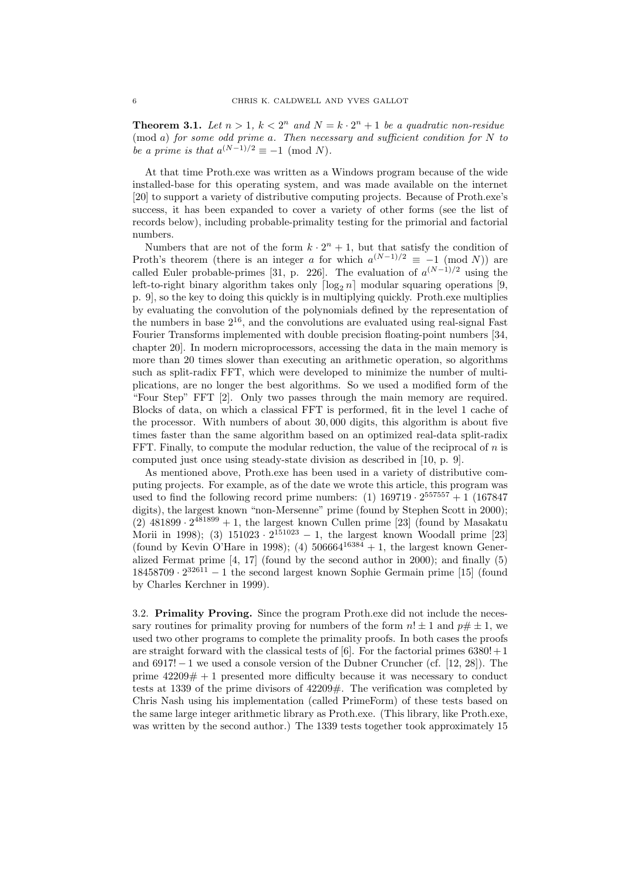**Theorem 3.1.** *Let $n > 1$, $k < 2^n$ and $N = k \cdot 2^n + 1$ be a quadratic non-residue* $\pmod a$ *for some odd prime $a$. Then necessary and sufficient condition for $N$ to be a prime is that $a^{(N-1)/2} \equiv -1 \pmod N$.*

At that time Proth.exe was written as a Windows program because of the wide installed-base for this operating system, and was made available on the internet [20] to support a variety of distributive computing projects. Because of Proth.exe's success, it has been expanded to cover a variety of other forms (see the list of records below), including probable-primality testing for the primorial and factorial numbers.

Numbers that are not of the form $k \cdot 2^n + 1$, but that satisfy the condition of Proth's theorem (there is an integer $a$ for which $a^{(N-1)/2} \equiv -1 \pmod N$) are called Euler probable-primes [31, p. 226]. The evaluation of $a^{(N-1)/2}$ using the left-to-right binary algorithm takes only $\lceil \log_2 n \rceil$ modular squaring operations [9, p. 9], so the key to doing this quickly is in multiplying quickly. Proth.exe multiplies by evaluating the convolution of the polynomials defined by the representation of the numbers in base $2^{16}$, and the convolutions are evaluated using real-signal Fast Fourier Transforms implemented with double precision floating-point numbers [34, chapter 20]. In modern microprocessors, accessing the data in the main memory is more than 20 times slower than executing an arithmetic operation, so algorithms such as split-radix FFT, which were developed to minimize the number of multiplications, are no longer the best algorithms. So we used a modified form of the "Four Step" FFT [2]. Only two passes through the main memory are required. Blocks of data, on which a classical FFT is performed, fit in the level 1 cache of the processor. With numbers of about 30,000 digits, this algorithm is about five times faster than the same algorithm based on an optimized real-data split-radix FFT. Finally, to compute the modular reduction, the value of the reciprocal of $n$ is computed just once using steady-state division as described in [10, p. 9].

As mentioned above, Proth.exe has been used in a variety of distributive computing projects. For example, as of the date we wrote this article, this program was used to find the following record prime numbers: (1) $169719 \cdot 2^{557557} + 1$ (167847 digits), the largest known "non-Mersenne" prime (found by Stephen Scott in 2000); (2) $481899 \cdot 2^{481899} + 1$, the largest known Cullen prime [23] (found by Masakatu Morii in 1998); (3) $151023 \cdot 2^{151023} - 1$, the largest known Woodall prime [23] (found by Kevin O'Hare in 1998); (4) $506664^{16384} + 1$, the largest known Generalized Fermat prime [4, 17] (found by the second author in 2000); and finally (5) $18458709 \cdot 2^{32611} - 1$ the second largest known Sophie Germain prime [15] (found by Charles Kerchner in 1999).

3.2. **Primality Proving.** Since the program Proth.exe did not include the necessary routines for primality proving for numbers of the form $n! \pm 1$ and $p\# \pm 1$, we used two other programs to complete the primality proofs. In both cases the proofs are straight forward with the classical tests of [6]. For the factorial primes $6380!+1$ and $6917!-1$ we used a console version of the Dubner Cruncher (cf. [12, 28]). The prime $42209\# + 1$ presented more difficulty because it was necessary to conduct tests at 1339 of the prime divisors of $42209\#$. The verification was completed by Chris Nash using his implementation (called PrimeForm) of these tests based on the same large integer arithmetic library as Proth.exe. (This library, like Proth.exe, was written by the second author.) The 1339 tests together took approximately 15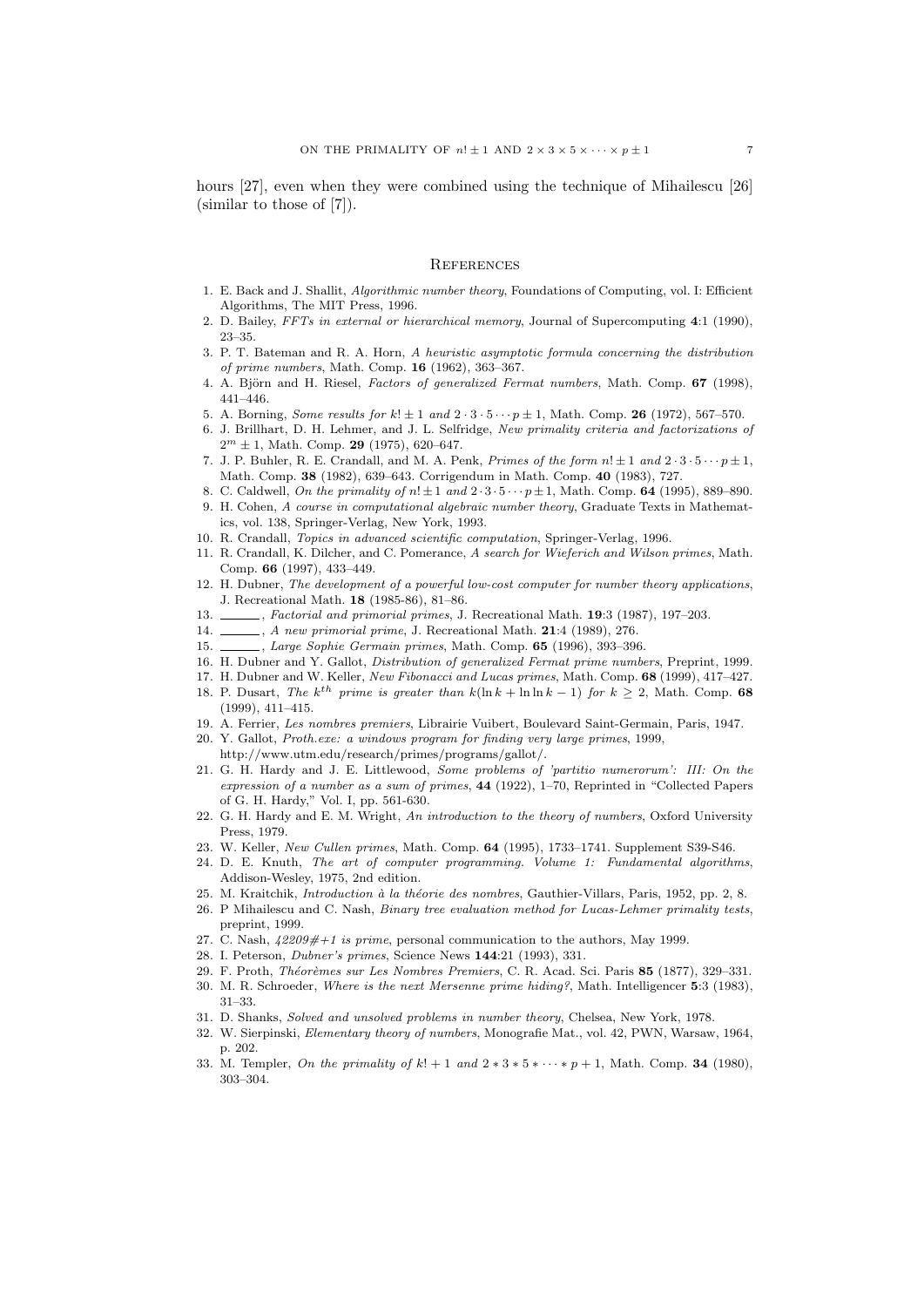hours [27], even when they were combined using the technique of Mihailescu [26] (similar to those of [7]).

## References

1. E. Back and J. Shallit, *Algorithmic number theory*, Foundations of Computing, vol. I: Efficient Algorithms, The MIT Press, 1996.
2. D. Bailey, *FFTs in external or hierarchical memory*, Journal of Supercomputing **4**:1 (1990), 23–35.
3. P. T. Bateman and R. A. Horn, *A heuristic asymptotic formula concerning the distribution of prime numbers*, Math. Comp. **16** (1962), 363–367.
4. A. Björn and H. Riesel, *Factors of generalized Fermat numbers*, Math. Comp. **67** (1998), 441–446.
5. A. Borning, *Some results for* $k! \pm 1$ *and* $2 \cdot 3 \cdot 5 \cdots p \pm 1$, Math. Comp. **26** (1972), 567–570.
6. J. Brillhart, D. H. Lehmer, and J. L. Selfridge, *New primality criteria and factorizations of* $2^m \pm 1$, Math. Comp. **29** (1975), 620–647.
7. J. P. Buhler, R. E. Crandall, and M. A. Penk, *Primes of the form* $n! \pm 1$ *and* $2 \cdot 3 \cdot 5 \cdots p \pm 1$, Math. Comp. **38** (1982), 639–643. Corrigendum in Math. Comp. **40** (1983), 727.
8. C. Caldwell, *On the primality of* $n! \pm 1$ *and* $2 \cdot 3 \cdot 5 \cdots p \pm 1$, Math. Comp. **64** (1995), 889–890.
9. H. Cohen, *A course in computational algebraic number theory*, Graduate Texts in Mathematics, vol. 138, Springer-Verlag, New York, 1993.
10. R. Crandall, *Topics in advanced scientific computation*, Springer-Verlag, 1996.
11. R. Crandall, K. Dilcher, and C. Pomerance, *A search for Wieferich and Wilson primes*, Math. Comp. **66** (1997), 433–449.
12. H. Dubner, *The development of a powerful low-cost computer for number theory applications*, J. Recreational Math. **18** (1985-86), 81–86.
13. ______, *Factorial and primorial primes*, J. Recreational Math. **19**:3 (1987), 197–203.
14. ______, *A new primorial prime*, J. Recreational Math. **21**:4 (1989), 276.
15. ______, *Large Sophie Germain primes*, Math. Comp. **65** (1996), 393–396.
16. H. Dubner and Y. Gallot, *Distribution of generalized Fermat prime numbers*, Preprint, 1999.
17. H. Dubner and W. Keller, *New Fibonacci and Lucas primes*, Math. Comp. **68** (1999), 417–427.
18. P. Dusart, *The* $k^{th}$ *prime is greater than* $k(\ln k + \ln \ln k - 1)$ *for* $k \geq 2$, Math. Comp. **68** (1999), 411–415.
19. A. Ferrier, *Les nombres premiers*, Librairie Vuibert, Boulevard Saint-Germain, Paris, 1947.
20. Y. Gallot, *Proth.exe: a windows program for finding very large primes*, 1999, http://www.utm.edu/research/primes/programs/gallot/.
21. G. H. Hardy and J. E. Littlewood, *Some problems of 'partitio numerorum': III: On the expression of a number as a sum of primes*, **44** (1922), 1–70, Reprinted in "Collected Papers of G. H. Hardy," Vol. I, pp. 561-630.
22. G. H. Hardy and E. M. Wright, *An introduction to the theory of numbers*, Oxford University Press, 1979.
23. W. Keller, *New Cullen primes*, Math. Comp. **64** (1995), 1733–1741. Supplement S39-S46.
24. D. E. Knuth, *The art of computer programming. Volume 1: Fundamental algorithms*, Addison-Wesley, 1975, 2nd edition.
25. M. Kraitchik, *Introduction à la théorie des nombres*, Gauthier-Villars, Paris, 1952, pp. 2, 8.
26. P Mihailescu and C. Nash, *Binary tree evaluation method for Lucas-Lehmer primality tests*, preprint, 1999.
27. C. Nash, *42209#+1 is prime*, personal communication to the authors, May 1999.
28. I. Peterson, *Dubner's primes*, Science News **144**:21 (1993), 331.
29. F. Proth, *Théorèmes sur Les Nombres Premiers*, C. R. Acad. Sci. Paris **85** (1877), 329–331.
30. M. R. Schroeder, *Where is the next Mersenne prime hiding?*, Math. Intelligencer **5**:3 (1983), 31–33.
31. D. Shanks, *Solved and unsolved problems in number theory*, Chelsea, New York, 1978.
32. W. Sierpinski, *Elementary theory of numbers*, Monografie Mat., vol. 42, PWN, Warsaw, 1964, p. 202.
33. M. Templer, *On the primality of* $k! + 1$ *and* $2 * 3 * 5 * \cdots * p + 1$, Math. Comp. **34** (1980), 303–304.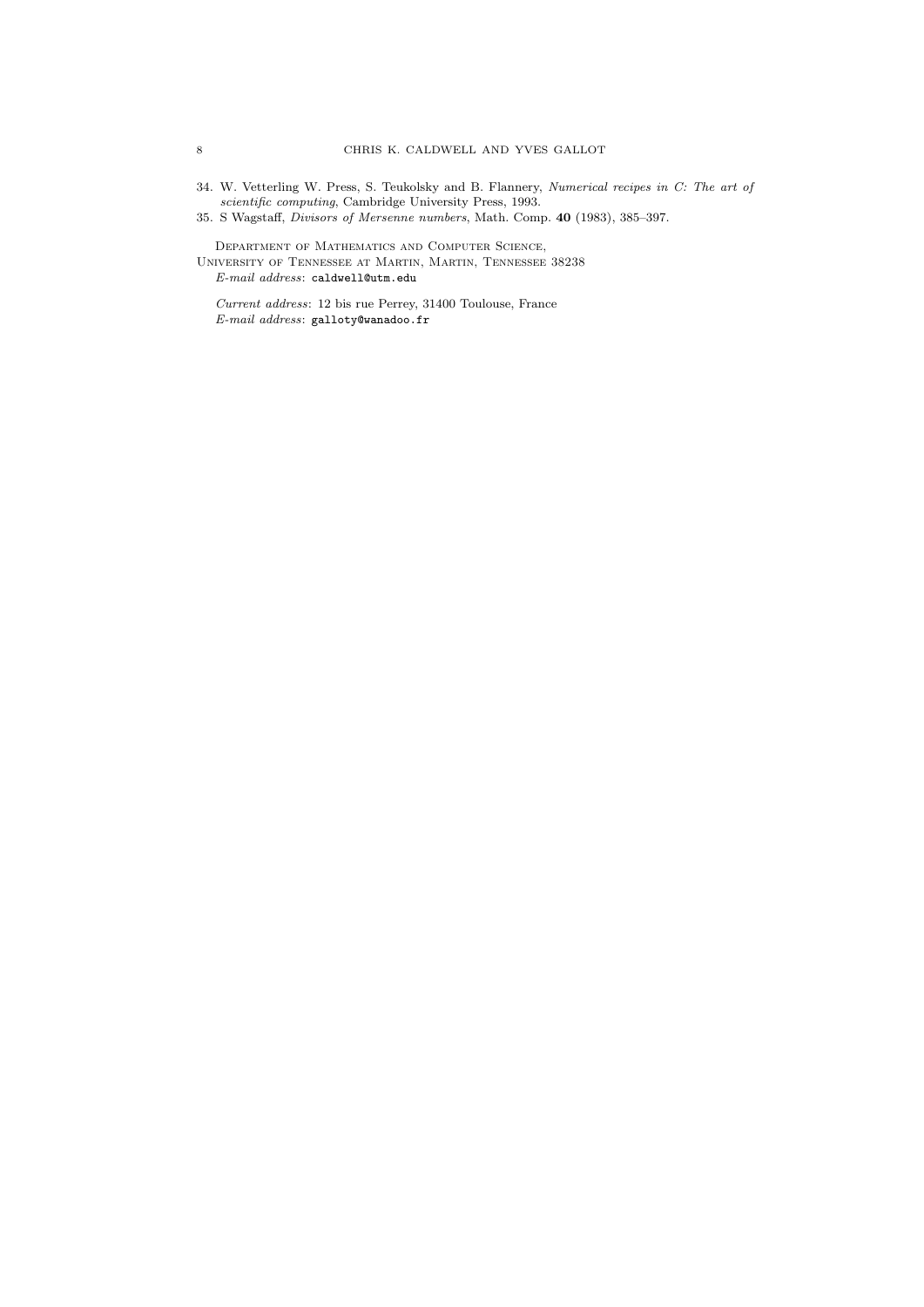34. W. Vetterling W. Press, S. Teukolsky and B. Flannery, *Numerical recipes in C: The art of scientific computing*, Cambridge University Press, 1993.
35. S Wagstaff, *Divisors of Mersenne numbers*, Math. Comp. **40** (1983), 385–397.

Department of Mathematics and Computer Science,
University of Tennessee at Martin, Martin, Tennessee 38238
*E-mail address*: caldwell@utm.edu

*Current address*: 12 bis rue Perrey, 31400 Toulouse, France
*E-mail address*: galloty@wanadoo.fr